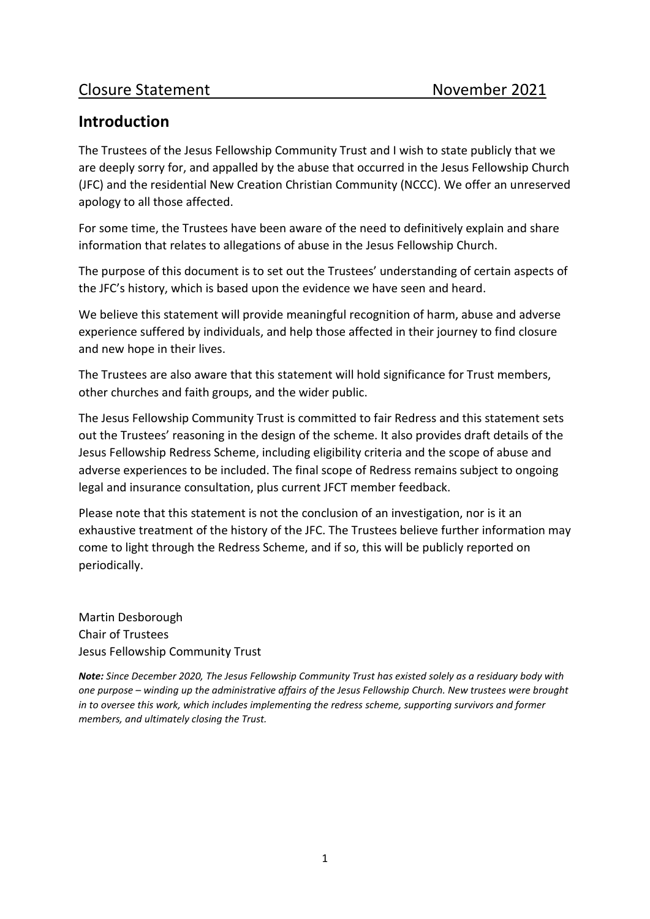Closure Statement November 2021

## Introduction

The Trustees of the Jesus Fellowship Community Trust and I wish to state publicly that we are deeply sorry for, and appalled by the abuse that occurred in the Jesus Fellowship Church (JFC) and the residential New Creation Christian Community (NCCC). We offer an unreserved apology to all those affected.

For some time, the Trustees have been aware of the need to definitively explain and share information that relates to allegations of abuse in the Jesus Fellowship Church.

The purpose of this document is to set out the Trustees' understanding of certain aspects of the JFC's history, which is based upon the evidence we have seen and heard.

We believe this statement will provide meaningful recognition of harm, abuse and adverse experience suffered by individuals, and help those affected in their journey to find closure and new hope in their lives.

The Trustees are also aware that this statement will hold significance for Trust members, other churches and faith groups, and the wider public.

The Jesus Fellowship Community Trust is committed to fair Redress and this statement sets out the Trustees' reasoning in the design of the scheme. It also provides draft details of the Jesus Fellowship Redress Scheme, including eligibility criteria and the scope of abuse and adverse experiences to be included. The final scope of Redress remains subject to ongoing legal and insurance consultation, plus current JFCT member feedback.

Please note that this statement is not the conclusion of an investigation, nor is it an exhaustive treatment of the history of the JFC. The Trustees believe further information may come to light through the Redress Scheme, and if so, this will be publicly reported on periodically.

Martin Desborough
Chair of Trustees
Jesus Fellowship Community Trust

***Note:*** *Since December 2020, The Jesus Fellowship Community Trust has existed solely as a residuary body with one purpose – winding up the administrative affairs of the Jesus Fellowship Church. New trustees were brought in to oversee this work, which includes implementing the redress scheme, supporting survivors and former members, and ultimately closing the Trust.*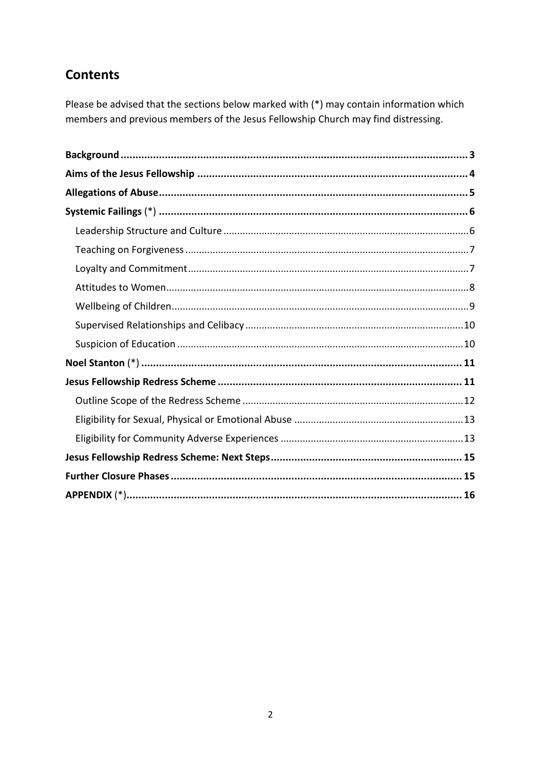## Contents

Please be advised that the sections below marked with (*) may contain information which members and previous members of the Jesus Fellowship Church may find distressing.

**Background** ..... **3**

**Aims of the Jesus Fellowship** ..... **4**

**Allegations of Abuse** ..... **5**

**Systemic Failings** (*) ..... **6**

- Leadership Structure and Culture ..... 6
- Teaching on Forgiveness ..... 7
- Loyalty and Commitment ..... 7
- Attitudes to Women ..... 8
- Wellbeing of Children ..... 9
- Supervised Relationships and Celibacy ..... 10
- Suspicion of Education ..... 10

**Noel Stanton** (*) ..... **11**

**Jesus Fellowship Redress Scheme** ..... **11**

- Outline Scope of the Redress Scheme ..... 12
- Eligibility for Sexual, Physical or Emotional Abuse ..... 13
- Eligibility for Community Adverse Experiences ..... 13

**Jesus Fellowship Redress Scheme: Next Steps** ..... **15**

**Further Closure Phases** ..... **15**

**APPENDIX** (*) ..... **16**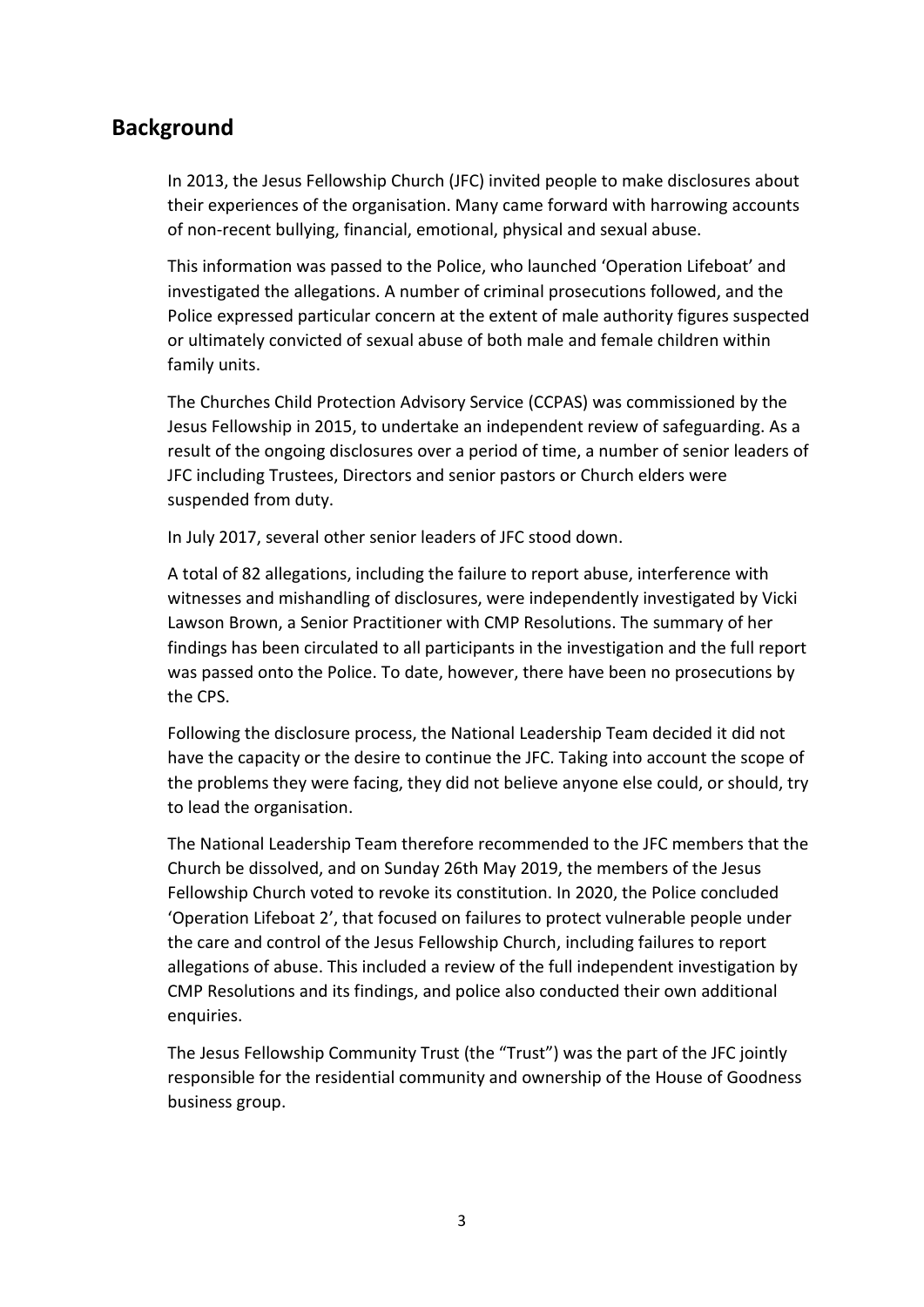## Background

In 2013, the Jesus Fellowship Church (JFC) invited people to make disclosures about their experiences of the organisation. Many came forward with harrowing accounts of non-recent bullying, financial, emotional, physical and sexual abuse.

This information was passed to the Police, who launched 'Operation Lifeboat' and investigated the allegations. A number of criminal prosecutions followed, and the Police expressed particular concern at the extent of male authority figures suspected or ultimately convicted of sexual abuse of both male and female children within family units.

The Churches Child Protection Advisory Service (CCPAS) was commissioned by the Jesus Fellowship in 2015, to undertake an independent review of safeguarding. As a result of the ongoing disclosures over a period of time, a number of senior leaders of JFC including Trustees, Directors and senior pastors or Church elders were suspended from duty.

In July 2017, several other senior leaders of JFC stood down.

A total of 82 allegations, including the failure to report abuse, interference with witnesses and mishandling of disclosures, were independently investigated by Vicki Lawson Brown, a Senior Practitioner with CMP Resolutions. The summary of her findings has been circulated to all participants in the investigation and the full report was passed onto the Police. To date, however, there have been no prosecutions by the CPS.

Following the disclosure process, the National Leadership Team decided it did not have the capacity or the desire to continue the JFC. Taking into account the scope of the problems they were facing, they did not believe anyone else could, or should, try to lead the organisation.

The National Leadership Team therefore recommended to the JFC members that the Church be dissolved, and on Sunday 26th May 2019, the members of the Jesus Fellowship Church voted to revoke its constitution. In 2020, the Police concluded 'Operation Lifeboat 2', that focused on failures to protect vulnerable people under the care and control of the Jesus Fellowship Church, including failures to report allegations of abuse. This included a review of the full independent investigation by CMP Resolutions and its findings, and police also conducted their own additional enquiries.

The Jesus Fellowship Community Trust (the "Trust") was the part of the JFC jointly responsible for the residential community and ownership of the House of Goodness business group.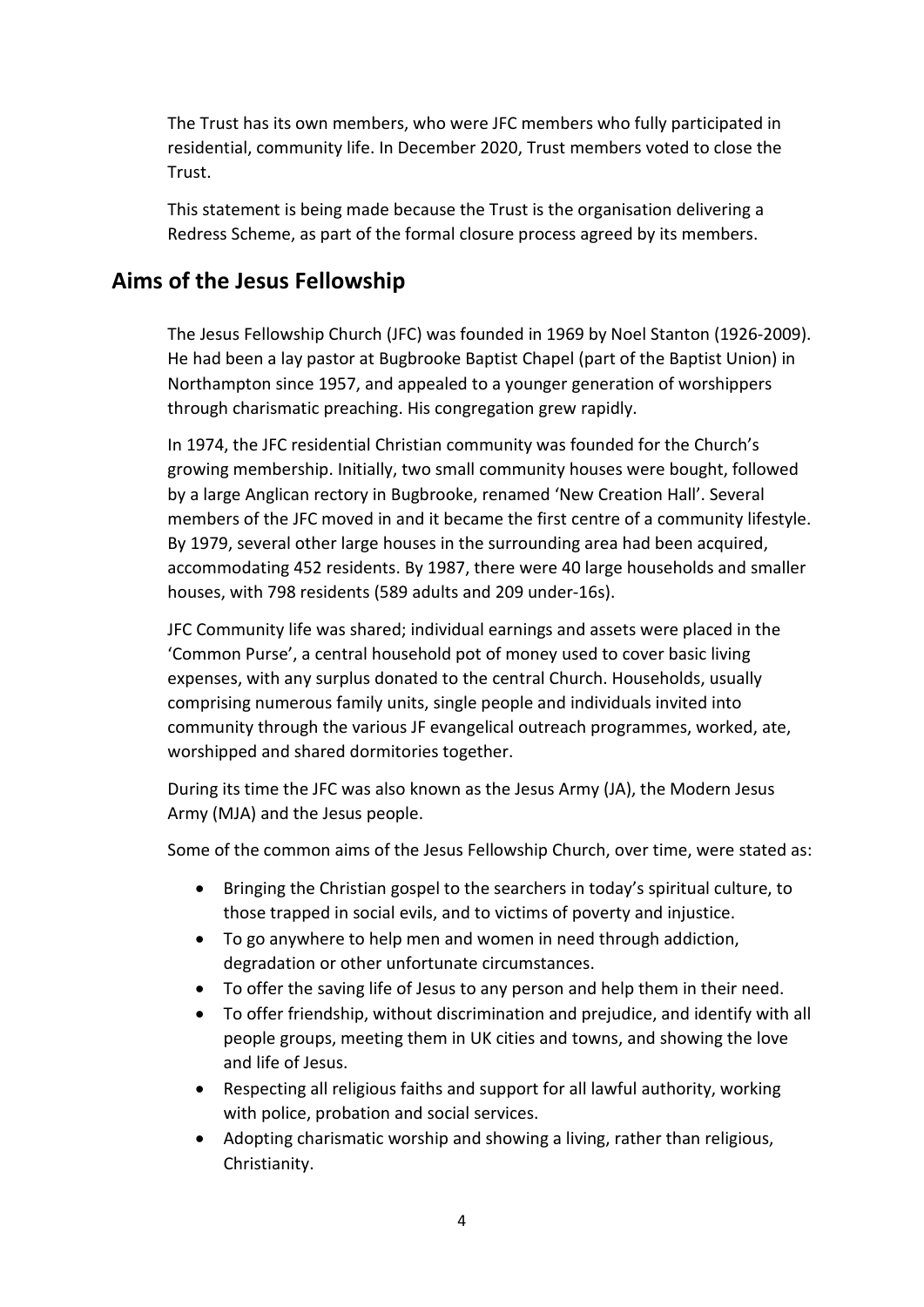The Trust has its own members, who were JFC members who fully participated in residential, community life. In December 2020, Trust members voted to close the Trust.

This statement is being made because the Trust is the organisation delivering a Redress Scheme, as part of the formal closure process agreed by its members.

## Aims of the Jesus Fellowship

The Jesus Fellowship Church (JFC) was founded in 1969 by Noel Stanton (1926-2009). He had been a lay pastor at Bugbrooke Baptist Chapel (part of the Baptist Union) in Northampton since 1957, and appealed to a younger generation of worshippers through charismatic preaching. His congregation grew rapidly.

In 1974, the JFC residential Christian community was founded for the Church's growing membership. Initially, two small community houses were bought, followed by a large Anglican rectory in Bugbrooke, renamed 'New Creation Hall'. Several members of the JFC moved in and it became the first centre of a community lifestyle. By 1979, several other large houses in the surrounding area had been acquired, accommodating 452 residents. By 1987, there were 40 large households and smaller houses, with 798 residents (589 adults and 209 under-16s).

JFC Community life was shared; individual earnings and assets were placed in the 'Common Purse', a central household pot of money used to cover basic living expenses, with any surplus donated to the central Church. Households, usually comprising numerous family units, single people and individuals invited into community through the various JF evangelical outreach programmes, worked, ate, worshipped and shared dormitories together.

During its time the JFC was also known as the Jesus Army (JA), the Modern Jesus Army (MJA) and the Jesus people.

Some of the common aims of the Jesus Fellowship Church, over time, were stated as:

- Bringing the Christian gospel to the searchers in today's spiritual culture, to those trapped in social evils, and to victims of poverty and injustice.
- To go anywhere to help men and women in need through addiction, degradation or other unfortunate circumstances.
- To offer the saving life of Jesus to any person and help them in their need.
- To offer friendship, without discrimination and prejudice, and identify with all people groups, meeting them in UK cities and towns, and showing the love and life of Jesus.
- Respecting all religious faiths and support for all lawful authority, working with police, probation and social services.
- Adopting charismatic worship and showing a living, rather than religious, Christianity.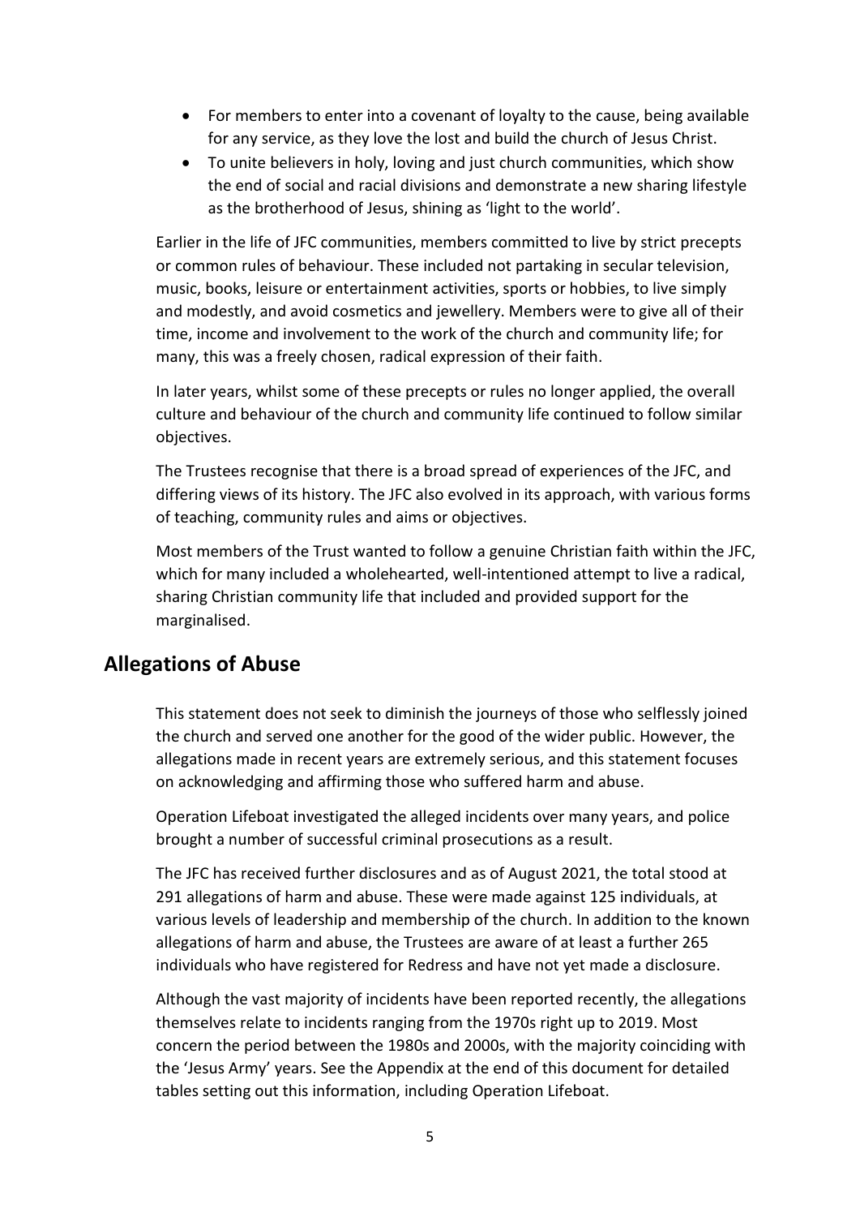- For members to enter into a covenant of loyalty to the cause, being available for any service, as they love the lost and build the church of Jesus Christ.
- To unite believers in holy, loving and just church communities, which show the end of social and racial divisions and demonstrate a new sharing lifestyle as the brotherhood of Jesus, shining as 'light to the world'.

Earlier in the life of JFC communities, members committed to live by strict precepts or common rules of behaviour. These included not partaking in secular television, music, books, leisure or entertainment activities, sports or hobbies, to live simply and modestly, and avoid cosmetics and jewellery. Members were to give all of their time, income and involvement to the work of the church and community life; for many, this was a freely chosen, radical expression of their faith.

In later years, whilst some of these precepts or rules no longer applied, the overall culture and behaviour of the church and community life continued to follow similar objectives.

The Trustees recognise that there is a broad spread of experiences of the JFC, and differing views of its history. The JFC also evolved in its approach, with various forms of teaching, community rules and aims or objectives.

Most members of the Trust wanted to follow a genuine Christian faith within the JFC, which for many included a wholehearted, well-intentioned attempt to live a radical, sharing Christian community life that included and provided support for the marginalised.

## Allegations of Abuse

This statement does not seek to diminish the journeys of those who selflessly joined the church and served one another for the good of the wider public. However, the allegations made in recent years are extremely serious, and this statement focuses on acknowledging and affirming those who suffered harm and abuse.

Operation Lifeboat investigated the alleged incidents over many years, and police brought a number of successful criminal prosecutions as a result.

The JFC has received further disclosures and as of August 2021, the total stood at 291 allegations of harm and abuse. These were made against 125 individuals, at various levels of leadership and membership of the church. In addition to the known allegations of harm and abuse, the Trustees are aware of at least a further 265 individuals who have registered for Redress and have not yet made a disclosure.

Although the vast majority of incidents have been reported recently, the allegations themselves relate to incidents ranging from the 1970s right up to 2019. Most concern the period between the 1980s and 2000s, with the majority coinciding with the 'Jesus Army' years. See the Appendix at the end of this document for detailed tables setting out this information, including Operation Lifeboat.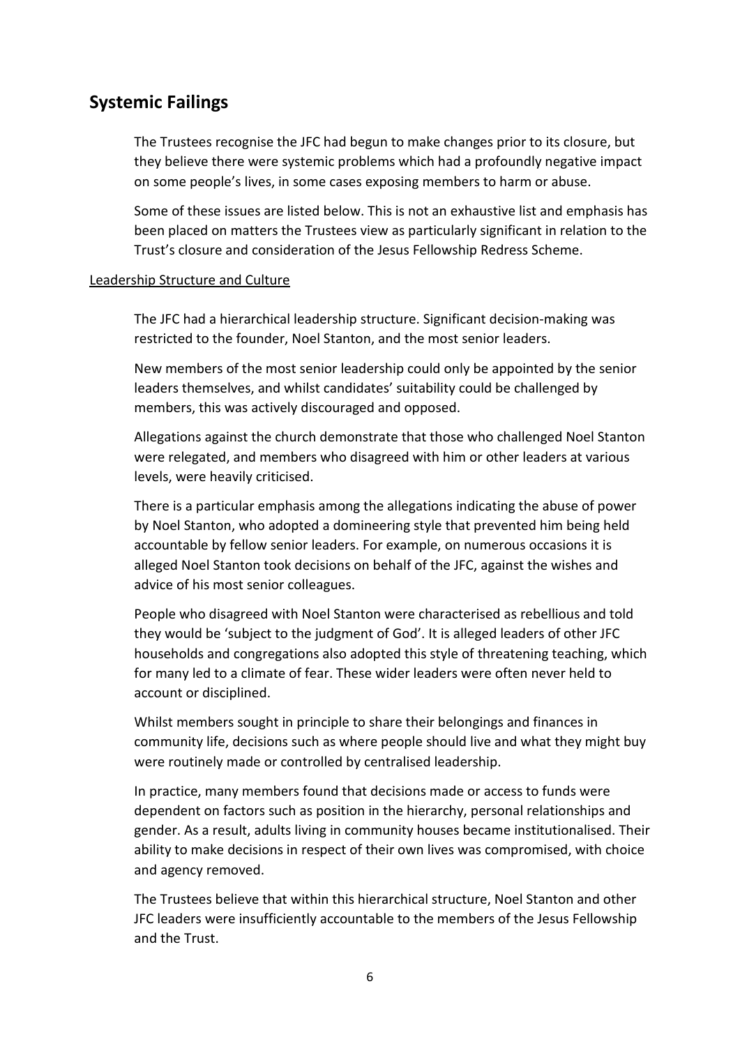## Systemic Failings

The Trustees recognise the JFC had begun to make changes prior to its closure, but they believe there were systemic problems which had a profoundly negative impact on some people's lives, in some cases exposing members to harm or abuse.

Some of these issues are listed below. This is not an exhaustive list and emphasis has been placed on matters the Trustees view as particularly significant in relation to the Trust's closure and consideration of the Jesus Fellowship Redress Scheme.

### Leadership Structure and Culture

The JFC had a hierarchical leadership structure. Significant decision-making was restricted to the founder, Noel Stanton, and the most senior leaders.

New members of the most senior leadership could only be appointed by the senior leaders themselves, and whilst candidates' suitability could be challenged by members, this was actively discouraged and opposed.

Allegations against the church demonstrate that those who challenged Noel Stanton were relegated, and members who disagreed with him or other leaders at various levels, were heavily criticised.

There is a particular emphasis among the allegations indicating the abuse of power by Noel Stanton, who adopted a domineering style that prevented him being held accountable by fellow senior leaders. For example, on numerous occasions it is alleged Noel Stanton took decisions on behalf of the JFC, against the wishes and advice of his most senior colleagues.

People who disagreed with Noel Stanton were characterised as rebellious and told they would be 'subject to the judgment of God'. It is alleged leaders of other JFC households and congregations also adopted this style of threatening teaching, which for many led to a climate of fear. These wider leaders were often never held to account or disciplined.

Whilst members sought in principle to share their belongings and finances in community life, decisions such as where people should live and what they might buy were routinely made or controlled by centralised leadership.

In practice, many members found that decisions made or access to funds were dependent on factors such as position in the hierarchy, personal relationships and gender. As a result, adults living in community houses became institutionalised. Their ability to make decisions in respect of their own lives was compromised, with choice and agency removed.

The Trustees believe that within this hierarchical structure, Noel Stanton and other JFC leaders were insufficiently accountable to the members of the Jesus Fellowship and the Trust.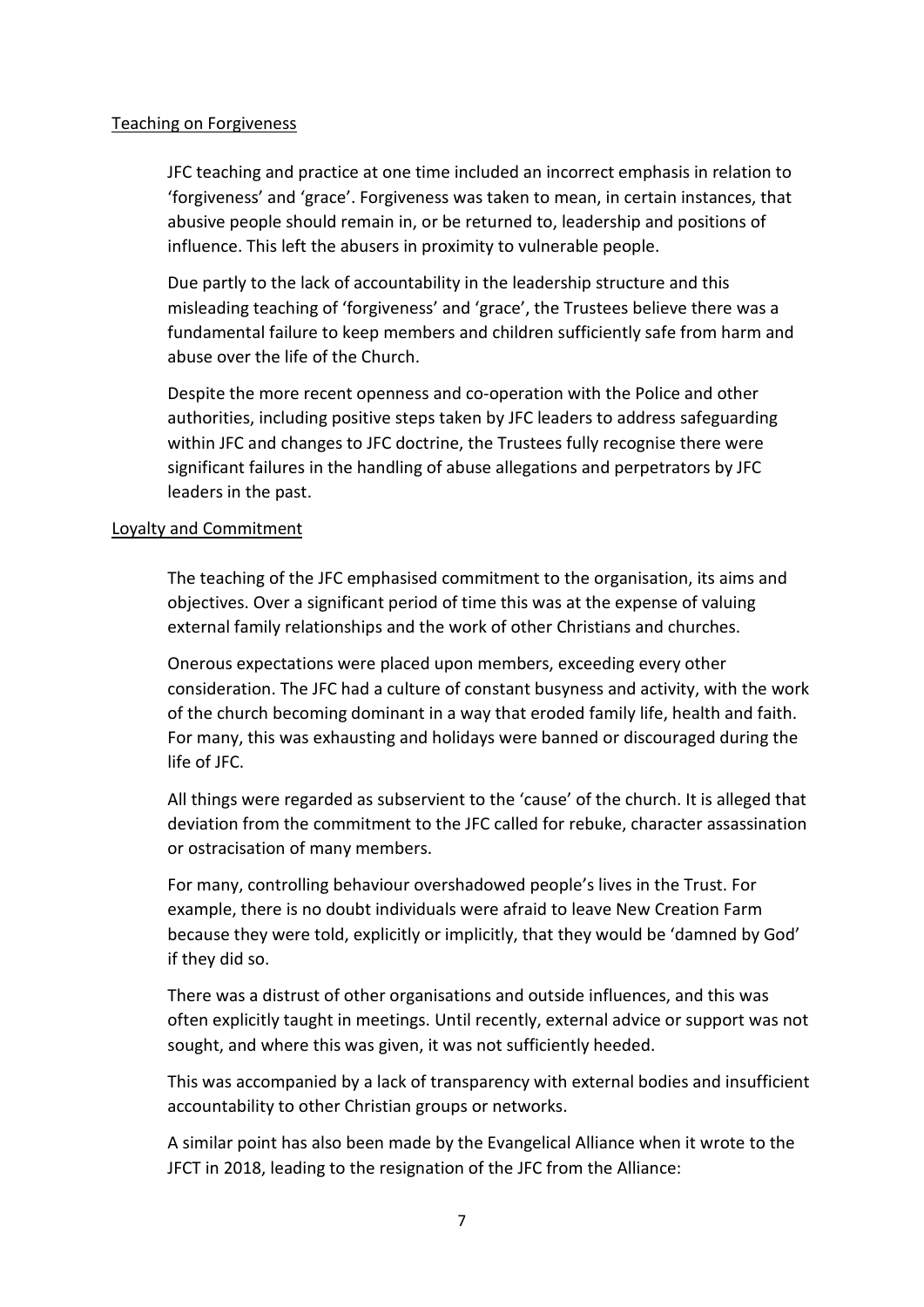<u>Teaching on Forgiveness</u>

JFC teaching and practice at one time included an incorrect emphasis in relation to 'forgiveness' and 'grace'. Forgiveness was taken to mean, in certain instances, that abusive people should remain in, or be returned to, leadership and positions of influence. This left the abusers in proximity to vulnerable people.

Due partly to the lack of accountability in the leadership structure and this misleading teaching of 'forgiveness' and 'grace', the Trustees believe there was a fundamental failure to keep members and children sufficiently safe from harm and abuse over the life of the Church.

Despite the more recent openness and co-operation with the Police and other authorities, including positive steps taken by JFC leaders to address safeguarding within JFC and changes to JFC doctrine, the Trustees fully recognise there were significant failures in the handling of abuse allegations and perpetrators by JFC leaders in the past.

<u>Loyalty and Commitment</u>

The teaching of the JFC emphasised commitment to the organisation, its aims and objectives. Over a significant period of time this was at the expense of valuing external family relationships and the work of other Christians and churches.

Onerous expectations were placed upon members, exceeding every other consideration. The JFC had a culture of constant busyness and activity, with the work of the church becoming dominant in a way that eroded family life, health and faith. For many, this was exhausting and holidays were banned or discouraged during the life of JFC.

All things were regarded as subservient to the 'cause' of the church. It is alleged that deviation from the commitment to the JFC called for rebuke, character assassination or ostracisation of many members.

For many, controlling behaviour overshadowed people's lives in the Trust. For example, there is no doubt individuals were afraid to leave New Creation Farm because they were told, explicitly or implicitly, that they would be 'damned by God' if they did so.

There was a distrust of other organisations and outside influences, and this was often explicitly taught in meetings. Until recently, external advice or support was not sought, and where this was given, it was not sufficiently heeded.

This was accompanied by a lack of transparency with external bodies and insufficient accountability to other Christian groups or networks.

A similar point has also been made by the Evangelical Alliance when it wrote to the JFCT in 2018, leading to the resignation of the JFC from the Alliance: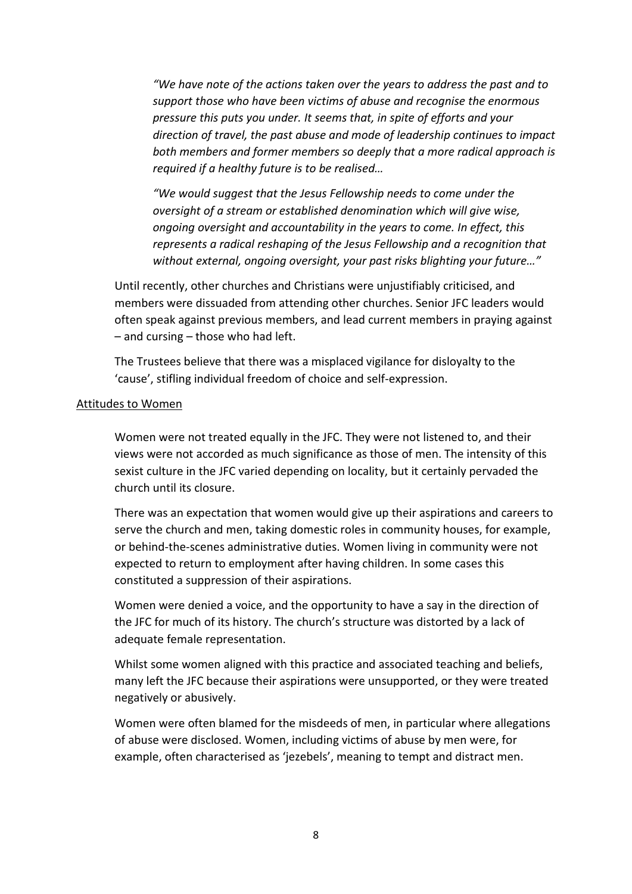> *"We have note of the actions taken over the years to address the past and to support those who have been victims of abuse and recognise the enormous pressure this puts you under. It seems that, in spite of efforts and your direction of travel, the past abuse and mode of leadership continues to impact both members and former members so deeply that a more radical approach is required if a healthy future is to be realised…*
>
> *"We would suggest that the Jesus Fellowship needs to come under the oversight of a stream or established denomination which will give wise, ongoing oversight and accountability in the years to come. In effect, this represents a radical reshaping of the Jesus Fellowship and a recognition that without external, ongoing oversight, your past risks blighting your future…"*

Until recently, other churches and Christians were unjustifiably criticised, and members were dissuaded from attending other churches. Senior JFC leaders would often speak against previous members, and lead current members in praying against – and cursing – those who had left.

The Trustees believe that there was a misplaced vigilance for disloyalty to the 'cause', stifling individual freedom of choice and self-expression.

<u>Attitudes to Women</u>

Women were not treated equally in the JFC. They were not listened to, and their views were not accorded as much significance as those of men. The intensity of this sexist culture in the JFC varied depending on locality, but it certainly pervaded the church until its closure.

There was an expectation that women would give up their aspirations and careers to serve the church and men, taking domestic roles in community houses, for example, or behind-the-scenes administrative duties. Women living in community were not expected to return to employment after having children. In some cases this constituted a suppression of their aspirations.

Women were denied a voice, and the opportunity to have a say in the direction of the JFC for much of its history. The church's structure was distorted by a lack of adequate female representation.

Whilst some women aligned with this practice and associated teaching and beliefs, many left the JFC because their aspirations were unsupported, or they were treated negatively or abusively.

Women were often blamed for the misdeeds of men, in particular where allegations of abuse were disclosed. Women, including victims of abuse by men were, for example, often characterised as 'jezebels', meaning to tempt and distract men.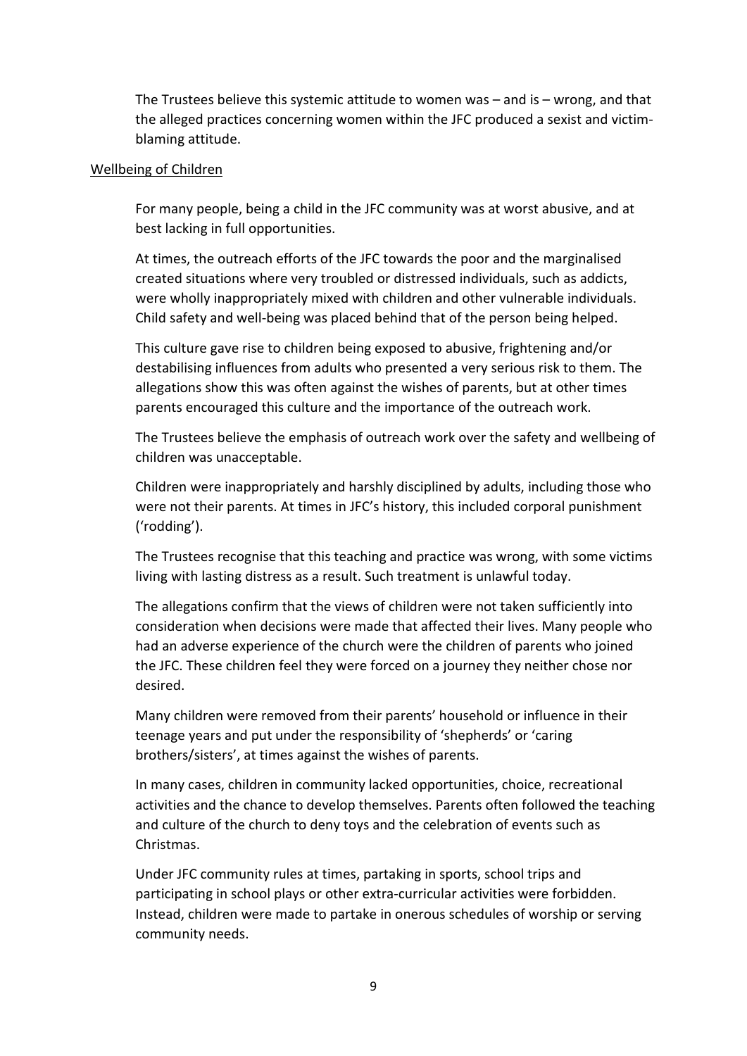The Trustees believe this systemic attitude to women was – and is – wrong, and that the alleged practices concerning women within the JFC produced a sexist and victim-blaming attitude.

Wellbeing of Children

For many people, being a child in the JFC community was at worst abusive, and at best lacking in full opportunities.

At times, the outreach efforts of the JFC towards the poor and the marginalised created situations where very troubled or distressed individuals, such as addicts, were wholly inappropriately mixed with children and other vulnerable individuals. Child safety and well-being was placed behind that of the person being helped.

This culture gave rise to children being exposed to abusive, frightening and/or destabilising influences from adults who presented a very serious risk to them. The allegations show this was often against the wishes of parents, but at other times parents encouraged this culture and the importance of the outreach work.

The Trustees believe the emphasis of outreach work over the safety and wellbeing of children was unacceptable.

Children were inappropriately and harshly disciplined by adults, including those who were not their parents. At times in JFC's history, this included corporal punishment ('rodding').

The Trustees recognise that this teaching and practice was wrong, with some victims living with lasting distress as a result. Such treatment is unlawful today.

The allegations confirm that the views of children were not taken sufficiently into consideration when decisions were made that affected their lives. Many people who had an adverse experience of the church were the children of parents who joined the JFC. These children feel they were forced on a journey they neither chose nor desired.

Many children were removed from their parents' household or influence in their teenage years and put under the responsibility of 'shepherds' or 'caring brothers/sisters', at times against the wishes of parents.

In many cases, children in community lacked opportunities, choice, recreational activities and the chance to develop themselves. Parents often followed the teaching and culture of the church to deny toys and the celebration of events such as Christmas.

Under JFC community rules at times, partaking in sports, school trips and participating in school plays or other extra-curricular activities were forbidden. Instead, children were made to partake in onerous schedules of worship or serving community needs.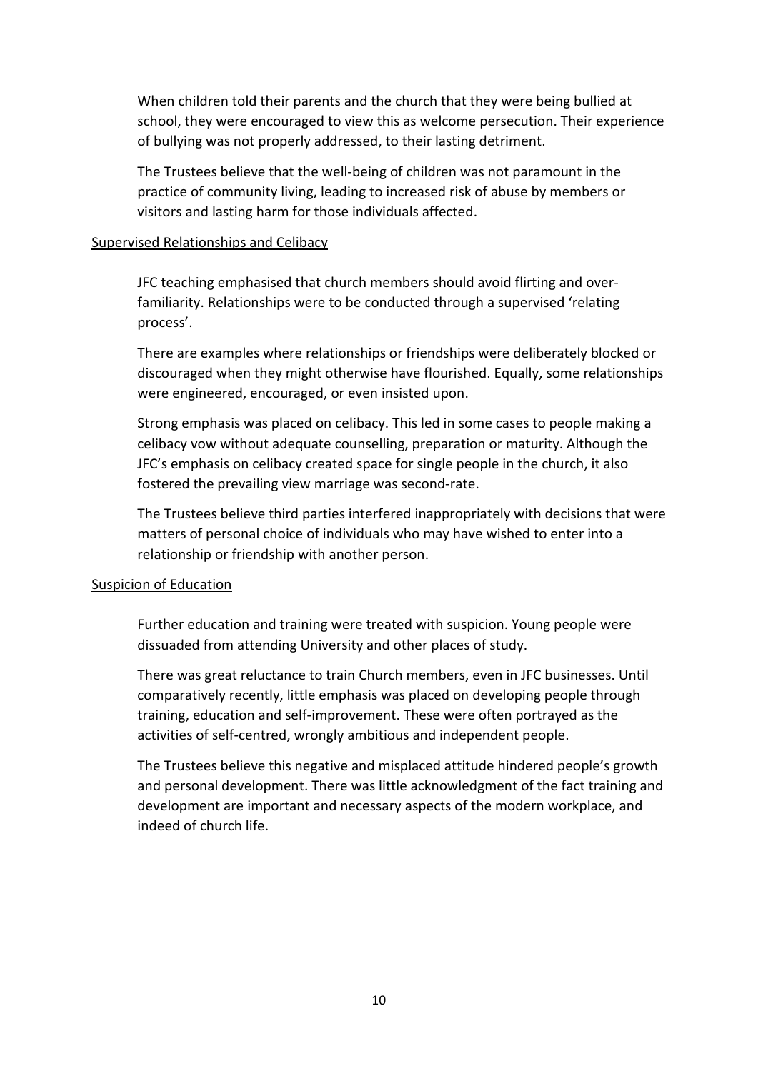When children told their parents and the church that they were being bullied at school, they were encouraged to view this as welcome persecution. Their experience of bullying was not properly addressed, to their lasting detriment.

The Trustees believe that the well-being of children was not paramount in the practice of community living, leading to increased risk of abuse by members or visitors and lasting harm for those individuals affected.

<u>Supervised Relationships and Celibacy</u>

JFC teaching emphasised that church members should avoid flirting and over-familiarity. Relationships were to be conducted through a supervised 'relating process'.

There are examples where relationships or friendships were deliberately blocked or discouraged when they might otherwise have flourished. Equally, some relationships were engineered, encouraged, or even insisted upon.

Strong emphasis was placed on celibacy. This led in some cases to people making a celibacy vow without adequate counselling, preparation or maturity. Although the JFC's emphasis on celibacy created space for single people in the church, it also fostered the prevailing view marriage was second-rate.

The Trustees believe third parties interfered inappropriately with decisions that were matters of personal choice of individuals who may have wished to enter into a relationship or friendship with another person.

<u>Suspicion of Education</u>

Further education and training were treated with suspicion. Young people were dissuaded from attending University and other places of study.

There was great reluctance to train Church members, even in JFC businesses. Until comparatively recently, little emphasis was placed on developing people through training, education and self-improvement. These were often portrayed as the activities of self-centred, wrongly ambitious and independent people.

The Trustees believe this negative and misplaced attitude hindered people's growth and personal development. There was little acknowledgment of the fact training and development are important and necessary aspects of the modern workplace, and indeed of church life.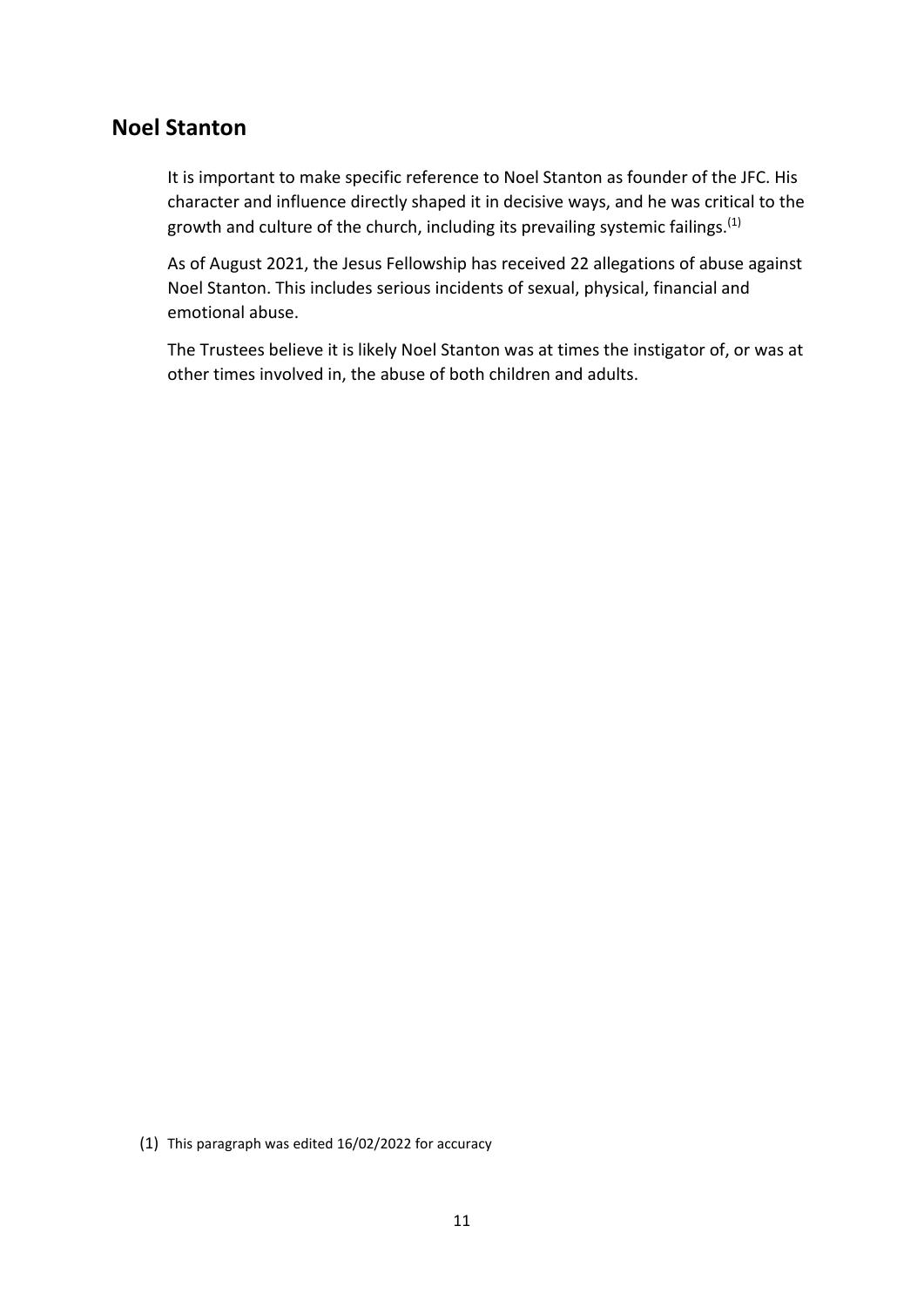## Noel Stanton

It is important to make specific reference to Noel Stanton as founder of the JFC. His character and influence directly shaped it in decisive ways, and he was critical to the growth and culture of the church, including its prevailing systemic failings.[1]

As of August 2021, the Jesus Fellowship has received 22 allegations of abuse against Noel Stanton. This includes serious incidents of sexual, physical, financial and emotional abuse.

The Trustees believe it is likely Noel Stanton was at times the instigator of, or was at other times involved in, the abuse of both children and adults.

(1) This paragraph was edited 16/02/2022 for accuracy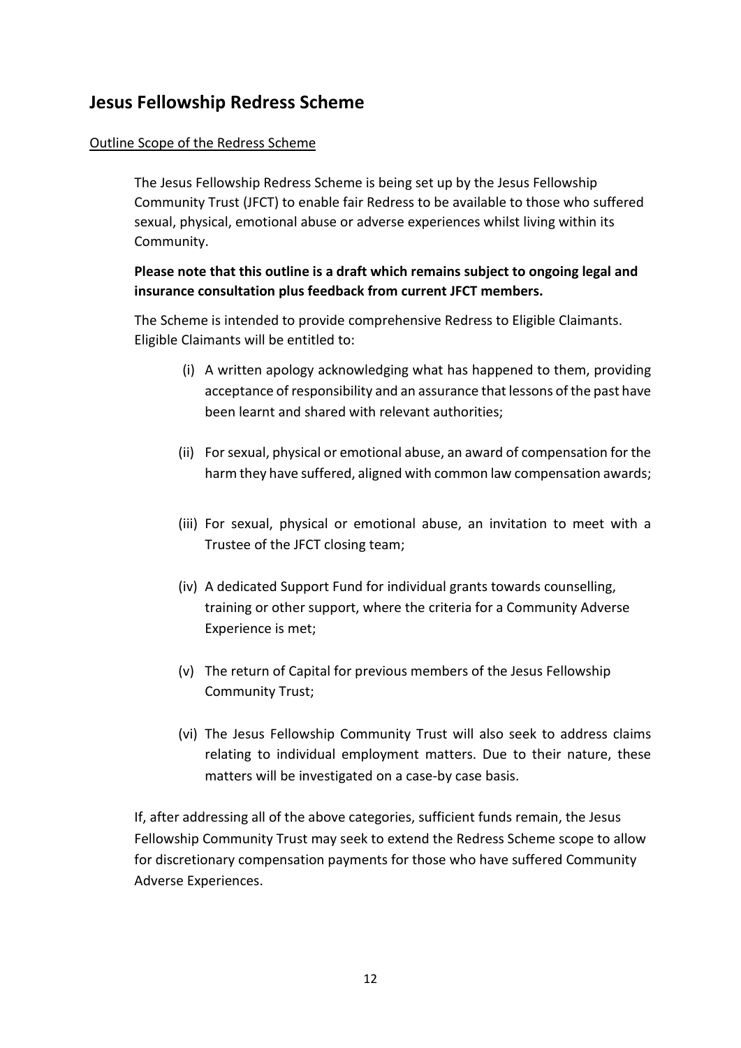## Jesus Fellowship Redress Scheme

<u>Outline Scope of the Redress Scheme</u>

The Jesus Fellowship Redress Scheme is being set up by the Jesus Fellowship Community Trust (JFCT) to enable fair Redress to be available to those who suffered sexual, physical, emotional abuse or adverse experiences whilst living within its Community.

**Please note that this outline is a draft which remains subject to ongoing legal and insurance consultation plus feedback from current JFCT members.**

The Scheme is intended to provide comprehensive Redress to Eligible Claimants. Eligible Claimants will be entitled to:

(i) A written apology acknowledging what has happened to them, providing acceptance of responsibility and an assurance that lessons of the past have been learnt and shared with relevant authorities;

(ii) For sexual, physical or emotional abuse, an award of compensation for the harm they have suffered, aligned with common law compensation awards;

(iii) For sexual, physical or emotional abuse, an invitation to meet with a Trustee of the JFCT closing team;

(iv) A dedicated Support Fund for individual grants towards counselling, training or other support, where the criteria for a Community Adverse Experience is met;

(v) The return of Capital for previous members of the Jesus Fellowship Community Trust;

(vi) The Jesus Fellowship Community Trust will also seek to address claims relating to individual employment matters. Due to their nature, these matters will be investigated on a case-by case basis.

If, after addressing all of the above categories, sufficient funds remain, the Jesus Fellowship Community Trust may seek to extend the Redress Scheme scope to allow for discretionary compensation payments for those who have suffered Community Adverse Experiences.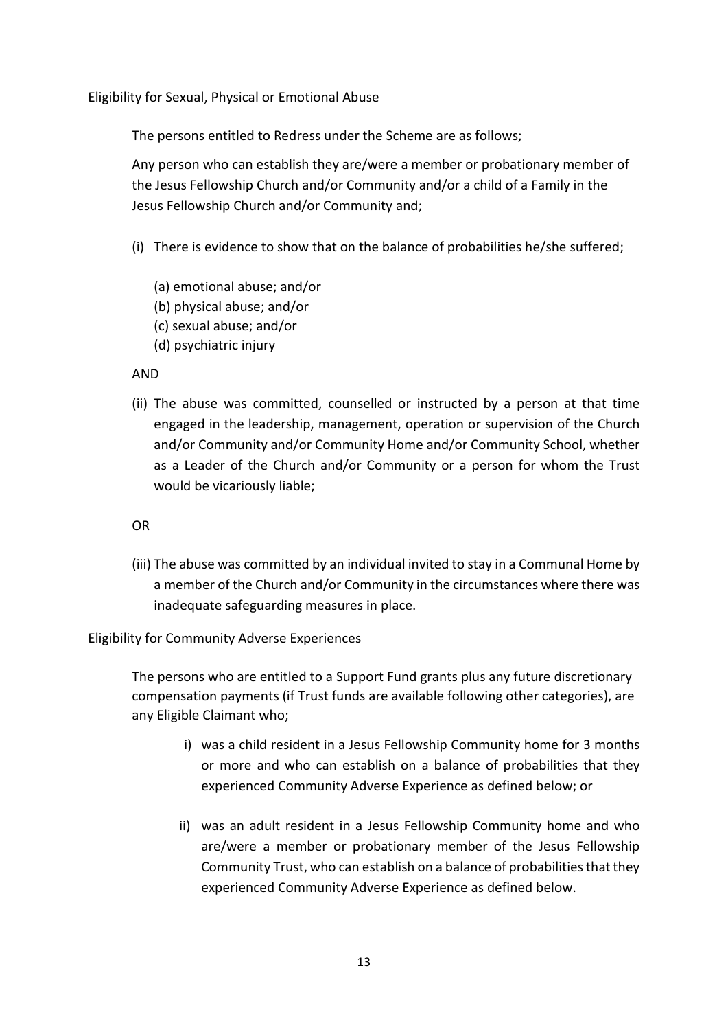<u>Eligibility for Sexual, Physical or Emotional Abuse</u>

The persons entitled to Redress under the Scheme are as follows;

Any person who can establish they are/were a member or probationary member of the Jesus Fellowship Church and/or Community and/or a child of a Family in the Jesus Fellowship Church and/or Community and;

(i) There is evidence to show that on the balance of probabilities he/she suffered;

    (a) emotional abuse; and/or
    (b) physical abuse; and/or
    (c) sexual abuse; and/or
    (d) psychiatric injury

AND

(ii) The abuse was committed, counselled or instructed by a person at that time engaged in the leadership, management, operation or supervision of the Church and/or Community and/or Community Home and/or Community School, whether as a Leader of the Church and/or Community or a person for whom the Trust would be vicariously liable;

OR

(iii) The abuse was committed by an individual invited to stay in a Communal Home by a member of the Church and/or Community in the circumstances where there was inadequate safeguarding measures in place.

<u>Eligibility for Community Adverse Experiences</u>

The persons who are entitled to a Support Fund grants plus any future discretionary compensation payments (if Trust funds are available following other categories), are any Eligible Claimant who;

i) was a child resident in a Jesus Fellowship Community home for 3 months or more and who can establish on a balance of probabilities that they experienced Community Adverse Experience as defined below; or

ii) was an adult resident in a Jesus Fellowship Community home and who are/were a member or probationary member of the Jesus Fellowship Community Trust, who can establish on a balance of probabilities that they experienced Community Adverse Experience as defined below.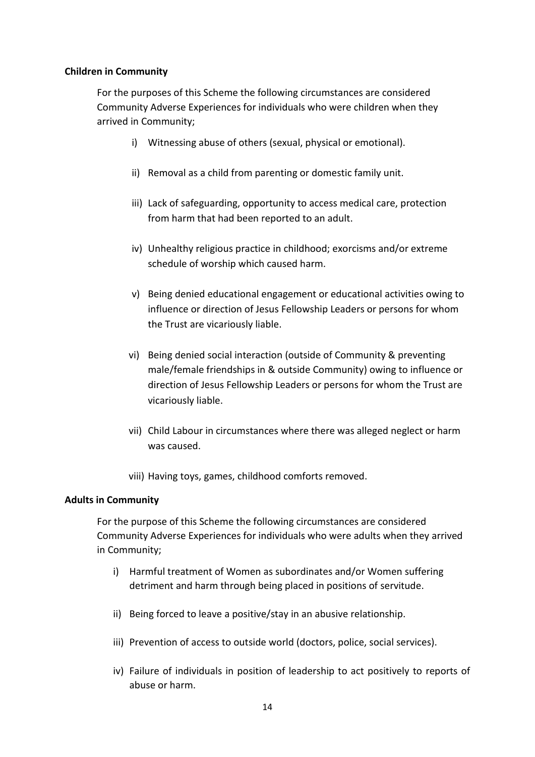**Children in Community**

For the purposes of this Scheme the following circumstances are considered Community Adverse Experiences for individuals who were children when they arrived in Community;

i) Witnessing abuse of others (sexual, physical or emotional).

ii) Removal as a child from parenting or domestic family unit.

iii) Lack of safeguarding, opportunity to access medical care, protection from harm that had been reported to an adult.

iv) Unhealthy religious practice in childhood; exorcisms and/or extreme schedule of worship which caused harm.

v) Being denied educational engagement or educational activities owing to influence or direction of Jesus Fellowship Leaders or persons for whom the Trust are vicariously liable.

vi) Being denied social interaction (outside of Community & preventing male/female friendships in & outside Community) owing to influence or direction of Jesus Fellowship Leaders or persons for whom the Trust are vicariously liable.

vii) Child Labour in circumstances where there was alleged neglect or harm was caused.

viii) Having toys, games, childhood comforts removed.

**Adults in Community**

For the purpose of this Scheme the following circumstances are considered Community Adverse Experiences for individuals who were adults when they arrived in Community;

i) Harmful treatment of Women as subordinates and/or Women suffering detriment and harm through being placed in positions of servitude.

ii) Being forced to leave a positive/stay in an abusive relationship.

iii) Prevention of access to outside world (doctors, police, social services).

iv) Failure of individuals in position of leadership to act positively to reports of abuse or harm.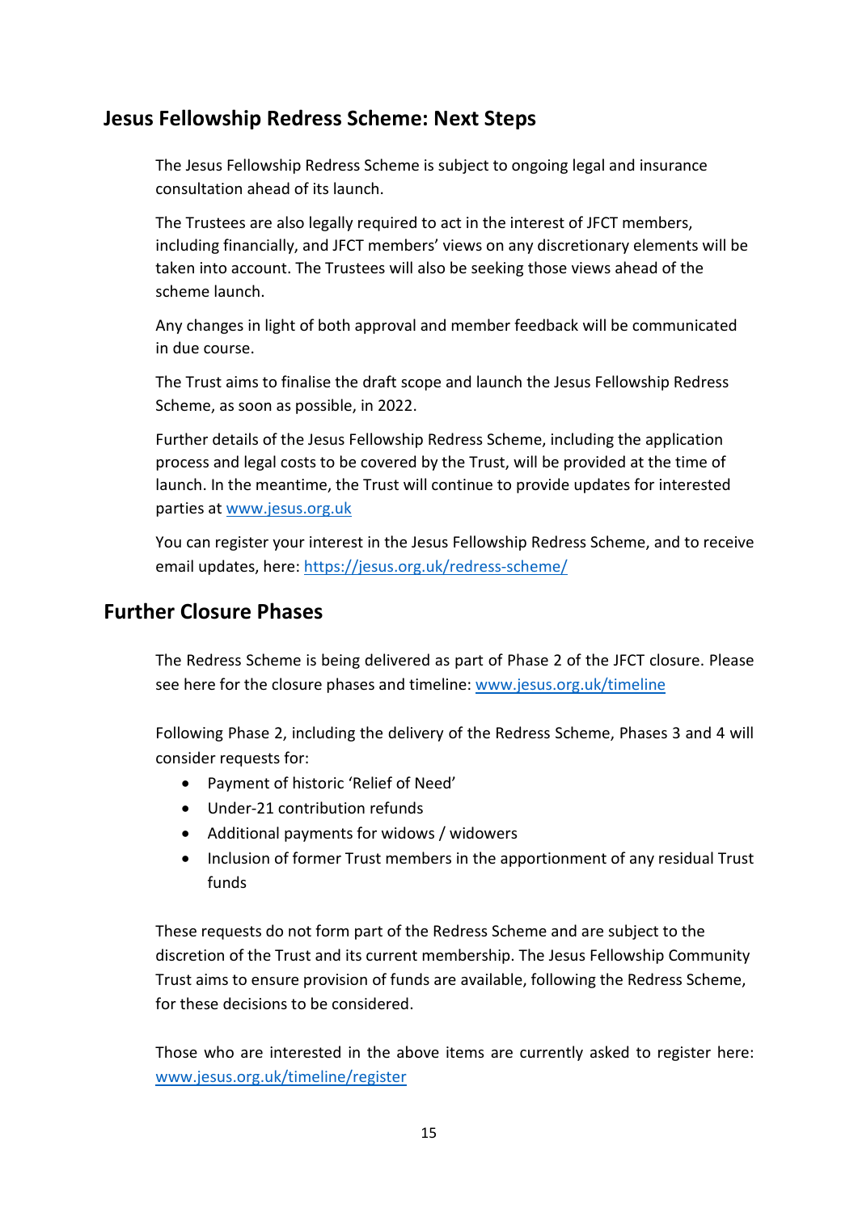## Jesus Fellowship Redress Scheme: Next Steps

The Jesus Fellowship Redress Scheme is subject to ongoing legal and insurance consultation ahead of its launch.

The Trustees are also legally required to act in the interest of JFCT members, including financially, and JFCT members' views on any discretionary elements will be taken into account. The Trustees will also be seeking those views ahead of the scheme launch.

Any changes in light of both approval and member feedback will be communicated in due course.

The Trust aims to finalise the draft scope and launch the Jesus Fellowship Redress Scheme, as soon as possible, in 2022.

Further details of the Jesus Fellowship Redress Scheme, including the application process and legal costs to be covered by the Trust, will be provided at the time of launch. In the meantime, the Trust will continue to provide updates for interested parties at [www.jesus.org.uk](www.jesus.org.uk)

You can register your interest in the Jesus Fellowship Redress Scheme, and to receive email updates, here: [https://jesus.org.uk/redress-scheme/](https://jesus.org.uk/redress-scheme/)

## Further Closure Phases

The Redress Scheme is being delivered as part of Phase 2 of the JFCT closure. Please see here for the closure phases and timeline: [www.jesus.org.uk/timeline](www.jesus.org.uk/timeline)

Following Phase 2, including the delivery of the Redress Scheme, Phases 3 and 4 will consider requests for:

- Payment of historic 'Relief of Need'
- Under-21 contribution refunds
- Additional payments for widows / widowers
- Inclusion of former Trust members in the apportionment of any residual Trust funds

These requests do not form part of the Redress Scheme and are subject to the discretion of the Trust and its current membership. The Jesus Fellowship Community Trust aims to ensure provision of funds are available, following the Redress Scheme, for these decisions to be considered.

Those who are interested in the above items are currently asked to register here: [www.jesus.org.uk/timeline/register](www.jesus.org.uk/timeline/register)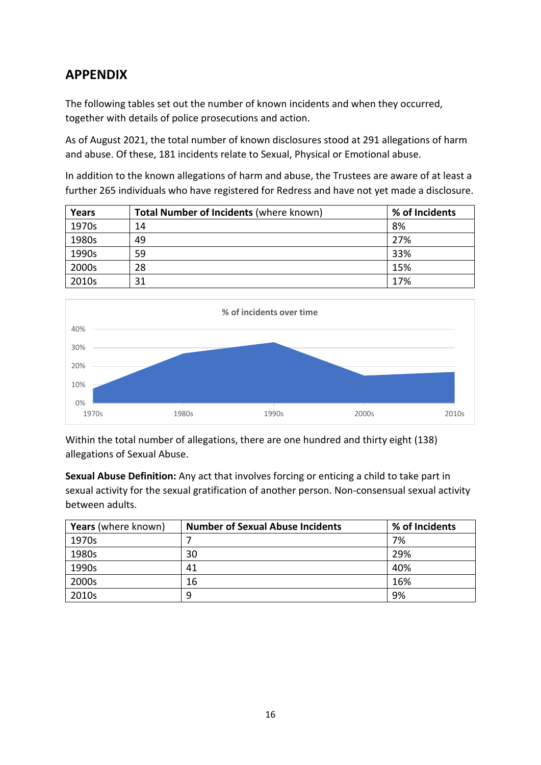## APPENDIX

The following tables set out the number of known incidents and when they occurred, together with details of police prosecutions and action.

As of August 2021, the total number of known disclosures stood at 291 allegations of harm and abuse. Of these, 181 incidents relate to Sexual, Physical or Emotional abuse.

In addition to the known allegations of harm and abuse, the Trustees are aware of at least a further 265 individuals who have registered for Redress and have not yet made a disclosure.

| **Years** | **Total Number of Incidents** (where known) | **% of Incidents** |
|---|---|---|
| 1970s | 14 | 8% |
| 1980s | 49 | 27% |
| 1990s | 59 | 33% |
| 2000s | 28 | 15% |
| 2010s | 31 | 17% |

Within the total number of allegations, there are one hundred and thirty eight (138) allegations of Sexual Abuse.

**Sexual Abuse Definition:** Any act that involves forcing or enticing a child to take part in sexual activity for the sexual gratification of another person. Non-consensual sexual activity between adults.

| **Years** (where known) | **Number of Sexual Abuse Incidents** | **% of Incidents** |
|---|---|---|
| 1970s | 7 | 7% |
| 1980s | 30 | 29% |
| 1990s | 41 | 40% |
| 2000s | 16 | 16% |
| 2010s | 9 | 9% |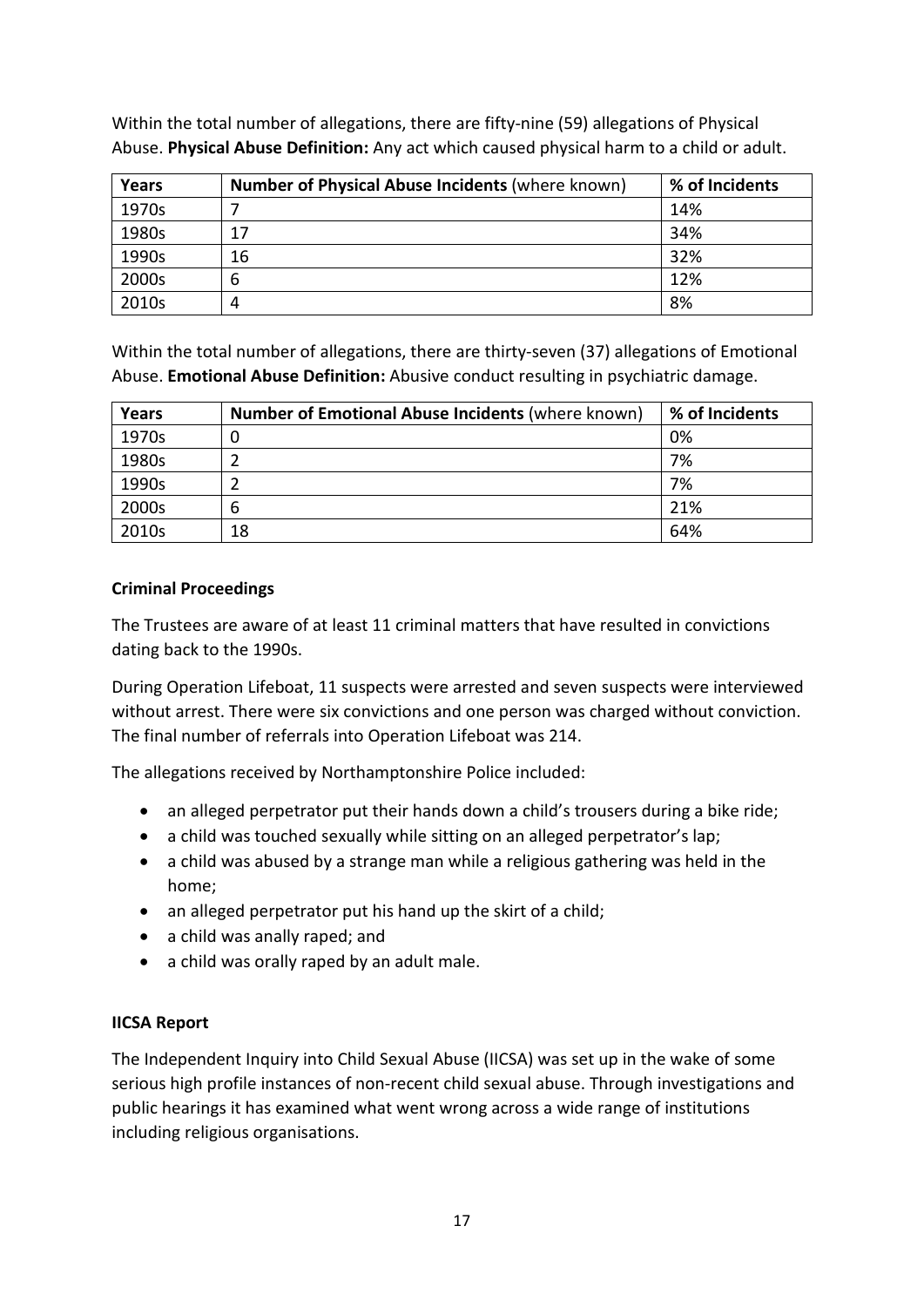Within the total number of allegations, there are fifty-nine (59) allegations of Physical Abuse. **Physical Abuse Definition:** Any act which caused physical harm to a child or adult.

| Years | **Number of Physical Abuse Incidents** (where known) | % of Incidents |
|---|---|---|
| 1970s | 7 | 14% |
| 1980s | 17 | 34% |
| 1990s | 16 | 32% |
| 2000s | 6 | 12% |
| 2010s | 4 | 8% |

Within the total number of allegations, there are thirty-seven (37) allegations of Emotional Abuse. **Emotional Abuse Definition:** Abusive conduct resulting in psychiatric damage.

| Years | **Number of Emotional Abuse Incidents** (where known) | % of Incidents |
|---|---|---|
| 1970s | 0 | 0% |
| 1980s | 2 | 7% |
| 1990s | 2 | 7% |
| 2000s | 6 | 21% |
| 2010s | 18 | 64% |

**Criminal Proceedings**

The Trustees are aware of at least 11 criminal matters that have resulted in convictions dating back to the 1990s.

During Operation Lifeboat, 11 suspects were arrested and seven suspects were interviewed without arrest. There were six convictions and one person was charged without conviction. The final number of referrals into Operation Lifeboat was 214.

The allegations received by Northamptonshire Police included:

- an alleged perpetrator put their hands down a child's trousers during a bike ride;
- a child was touched sexually while sitting on an alleged perpetrator's lap;
- a child was abused by a strange man while a religious gathering was held in the home;
- an alleged perpetrator put his hand up the skirt of a child;
- a child was anally raped; and
- a child was orally raped by an adult male.

**IICSA Report**

The Independent Inquiry into Child Sexual Abuse (IICSA) was set up in the wake of some serious high profile instances of non-recent child sexual abuse. Through investigations and public hearings it has examined what went wrong across a wide range of institutions including religious organisations.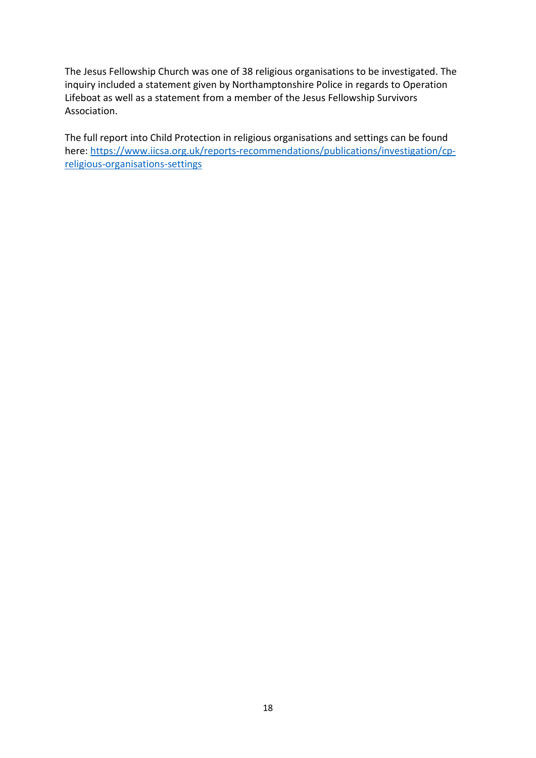The Jesus Fellowship Church was one of 38 religious organisations to be investigated. The inquiry included a statement given by Northamptonshire Police in regards to Operation Lifeboat as well as a statement from a member of the Jesus Fellowship Survivors Association.

The full report into Child Protection in religious organisations and settings can be found here: [https://www.iicsa.org.uk/reports-recommendations/publications/investigation/cp-religious-organisations-settings](https://www.iicsa.org.uk/reports-recommendations/publications/investigation/cp-religious-organisations-settings)